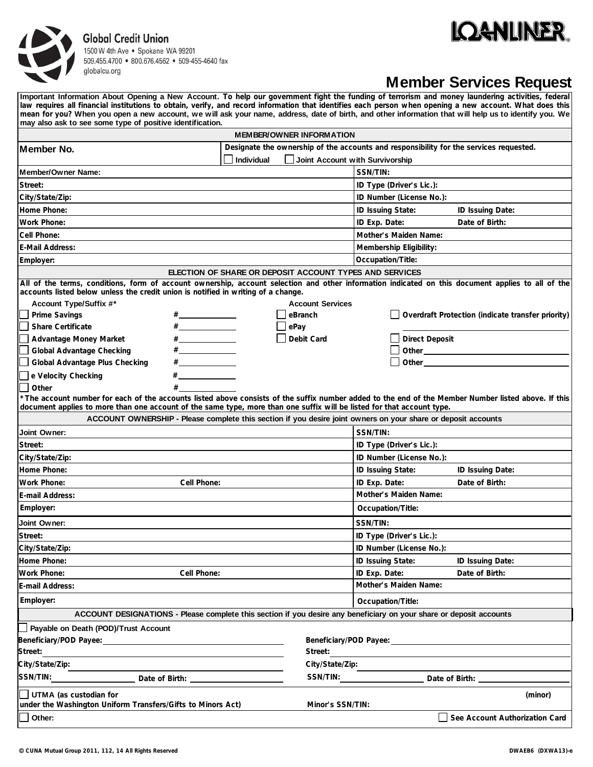**Global Credit Union**
1500 W 4th Ave • Spokane WA 99201
509.455.4700 • 800.676.4562 • 509-455-4640 fax
globalcu.org

LOANLINER®

# Member Services Request

**Important Information About Opening a New Account. To help our government fight the funding of terrorism and money laundering activities, federal law requires all financial institutions to obtain, verify, and record information that identifies each person when opening a new account. What does this mean for you? When you open a new account, we will ask your name, address, date of birth, and other information that will help us to identify you. We may also ask to see some type of positive identification.**

## MEMBER/OWNER INFORMATION

| Member No. | Designate the ownership of the accounts and responsibility for the services requested. ☐ Individual ☐ Joint Account with Survivorship | |
|---|---|---|
| Member/Owner Name: | SSN/TIN: | |
| Street: | ID Type (Driver's Lic.): | |
| City/State/Zip: | ID Number (License No.): | |
| Home Phone: | ID Issuing State: | ID Issuing Date: |
| Work Phone: | ID Exp. Date: | Date of Birth: |
| Cell Phone: | Mother's Maiden Name: | |
| E-Mail Address: | Membership Eligibility: | |
| Employer: | Occupation/Title: | |

## ELECTION OF SHARE OR DEPOSIT ACCOUNT TYPES AND SERVICES

**All of the terms, conditions, form of account ownership, account selection and other information indicated on this document applies to all of the accounts listed below unless the credit union is notified in writing of a change.**

| Account Type/Suffix #* | | Account Services | |
|---|---|---|---|
| ☐ Prime Savings | #______ | ☐ eBranch | ☐ Overdraft Protection (indicate transfer priority) ______ |
| ☐ Share Certificate | #______ | ☐ ePay | |
| ☐ Advantage Money Market | #______ | ☐ Debit Card | ☐ Direct Deposit |
| ☐ Global Advantage Checking | #______ | | ☐ Other______ |
| ☐ Global Advantage Plus Checking | #______ | | ☐ Other______ |
| ☐ e Velocity Checking | #______ | | |
| ☐ Other | #______ | | |

*The account number for each of the accounts listed above consists of the suffix number added to the end of the Member Number listed above. If this document applies to more than one account of the same type, more than one suffix will be listed for that account type.

## ACCOUNT OWNERSHIP - Please complete this section if you desire joint owners on your share or deposit accounts

| Joint Owner: | | SSN/TIN: | |
|---|---|---|---|
| Street: | | ID Type (Driver's Lic.): | |
| City/State/Zip: | | ID Number (License No.): | |
| Home Phone: | | ID Issuing State: | ID Issuing Date: |
| Work Phone: | Cell Phone: | ID Exp. Date: | Date of Birth: |
| E-mail Address: | | Mother's Maiden Name: | |
| Employer: | | Occupation/Title: | |

| Joint Owner: | | SSN/TIN: | |
|---|---|---|---|
| Street: | | ID Type (Driver's Lic.): | |
| City/State/Zip: | | ID Number (License No.): | |
| Home Phone: | | ID Issuing State: | ID Issuing Date: |
| Work Phone: | Cell Phone: | ID Exp. Date: | Date of Birth: |
| E-mail Address: | | Mother's Maiden Name: | |
| Employer: | | Occupation/Title: | |

## ACCOUNT DESIGNATIONS - Please complete this section if you desire any beneficiary on your share or deposit accounts

☐ Payable on Death (POD)/Trust Account

| Beneficiary/POD Payee: ______ | Beneficiary/POD Payee: ______ |
|---|---|
| Street: ______ | Street: ______ |
| City/State/Zip: ______ | City/State/Zip: ______ |
| SSN/TIN: ______ Date of Birth: ______ | SSN/TIN: ______ Date of Birth: ______ |

☐ UTMA (as custodian for ______ (minor) under the Washington Uniform Transfers/Gifts to Minors Act) Minor's SSN/TIN:

☐ Other: ☐ See Account Authorization Card

© CUNA Mutual Group 2011, 112, 14 All Rights Reserved DWAEB6 (DXWA13)-e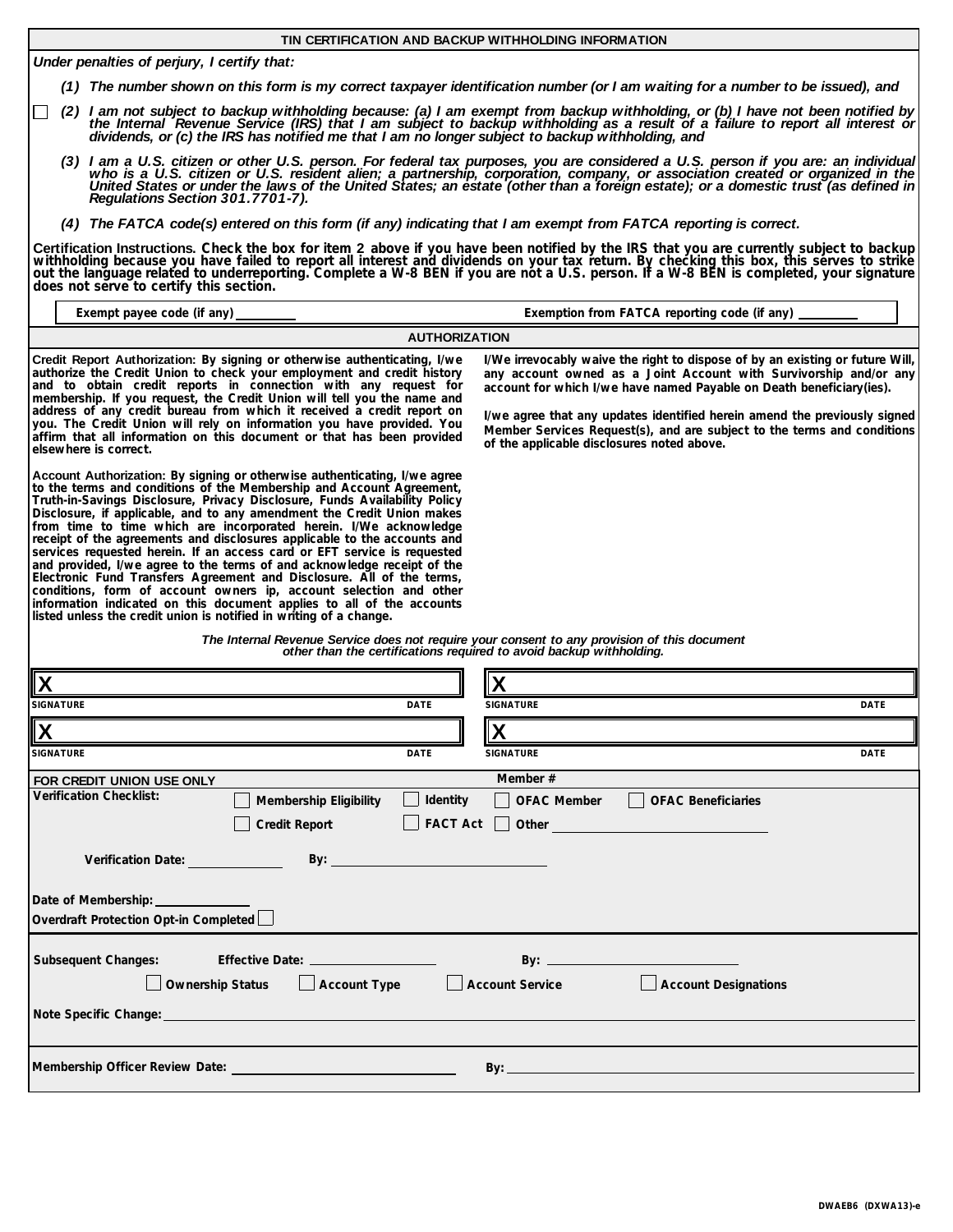## TIN CERTIFICATION AND BACKUP WITHHOLDING INFORMATION

***Under penalties of perjury, I certify that:***

*(1) The number shown on this form is my correct taxpayer identification number (or I am waiting for a number to be issued), and*

☐ *(2) I am not subject to backup withholding because: (a) I am exempt from backup withholding, or (b) I have not been notified by the Internal Revenue Service (IRS) that I am subject to backup withholding as a result of a failure to report all interest or dividends, or (c) the IRS has notified me that I am no longer subject to backup withholding, and*

*(3) I am a U.S. citizen or other U.S. person. For federal tax purposes, you are considered a U.S. person if you are: an individual who is a U.S. citizen or U.S. resident alien; a partnership, corporation, company, or association created or organized in the United States or under the laws of the United States; an estate (other than a foreign estate); or a domestic trust (as defined in Regulations Section 301.7701-7).*

*(4) The FATCA code(s) entered on this form (if any) indicating that I am exempt from FATCA reporting is correct.*

**Certification Instructions. Check the box for item 2 above if you have been notified by the IRS that you are currently subject to backup withholding because you have failed to report all interest and dividends on your tax return. By checking this box, this serves to strike out the language related to underreporting. Complete a W-8 BEN if you are not a U.S. person. If a W-8 BEN is completed, your signature does not serve to certify this section.**

Exempt payee code (if any) ________ Exemption from FATCA reporting code (if any) ________

## AUTHORIZATION

**Credit Report Authorization: By signing or otherwise authenticating, I/we authorize the Credit Union to check your employment and credit history and to obtain credit reports in connection with any request for membership. If you request, the Credit Union will tell you the name and address of any credit bureau from which it received a credit report on you. The Credit Union will rely on information you have provided. You affirm that all information on this document or that has been provided elsewhere is correct.**

**Account Authorization: By signing or otherwise authenticating, I/we agree to the terms and conditions of the Membership and Account Agreement, Truth-in-Savings Disclosure, Privacy Disclosure, Funds Availability Policy Disclosure, if applicable, and to any amendment the Credit Union makes from time to time which are incorporated herein. I/We acknowledge receipt of the agreements and disclosures applicable to the accounts and services requested herein. If an access card or EFT service is requested and provided, I/we agree to the terms of and acknowledge receipt of the Electronic Fund Transfers Agreement and Disclosure. All of the terms, conditions, form of account owners ip, account selection and other information indicated on this document applies to all of the accounts listed unless the credit union is notified in writing of a change.**

**I/We irrevocably waive the right to dispose of by an existing or future Will, any account owned as a Joint Account with Survivorship and/or any account for which I/we have named Payable on Death beneficiary(ies).**

**I/we agree that any updates identified herein amend the previously signed Member Services Request(s), and are subject to the terms and conditions of the applicable disclosures noted above.**

*The Internal Revenue Service does not require your consent to any provision of this document other than the certifications required to avoid backup withholding.*

| | | | |
|---|---|---|---|
| X | | X | |
| SIGNATURE | DATE | SIGNATURE | DATE |
| X | | X | |
| SIGNATURE | DATE | SIGNATURE | DATE |

**FOR CREDIT UNION USE ONLY** Member #

**Verification Checklist:** ☐ Membership Eligibility ☐ Identity ☐ OFAC Member ☐ OFAC Beneficiaries
☐ Credit Report ☐ FACT Act ☐ Other ____________

Verification Date: ________ By: ________________

Date of Membership: ________

Overdraft Protection Opt-in Completed ☐

Subsequent Changes: Effective Date: ____________ By: ________________

☐ Ownership Status ☐ Account Type ☐ Account Service ☐ Account Designations

Note Specific Change: ________________________________

Membership Officer Review Date: ________________ By: ________________

DWAEB6 (DXWA13)-e